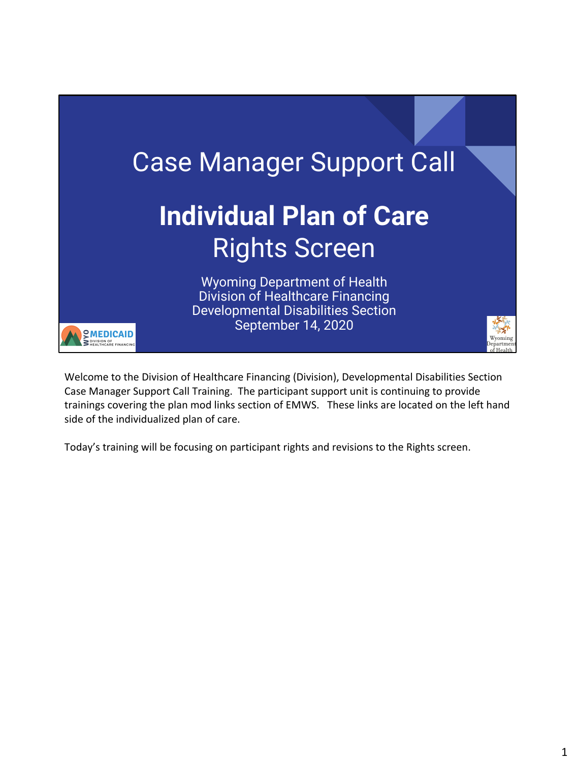# Case Manager Support Call

## Individual Plan of Care

## Rights Screen

Wyoming Department of Health
Division of Healthcare Financing
Developmental Disabilities Section
September 14, 2020

Welcome to the Division of Healthcare Financing (Division), Developmental Disabilities Section Case Manager Support Call Training. The participant support unit is continuing to provide trainings covering the plan mod links section of EMWS. These links are located on the left hand side of the individualized plan of care.

Today's training will be focusing on participant rights and revisions to the Rights screen.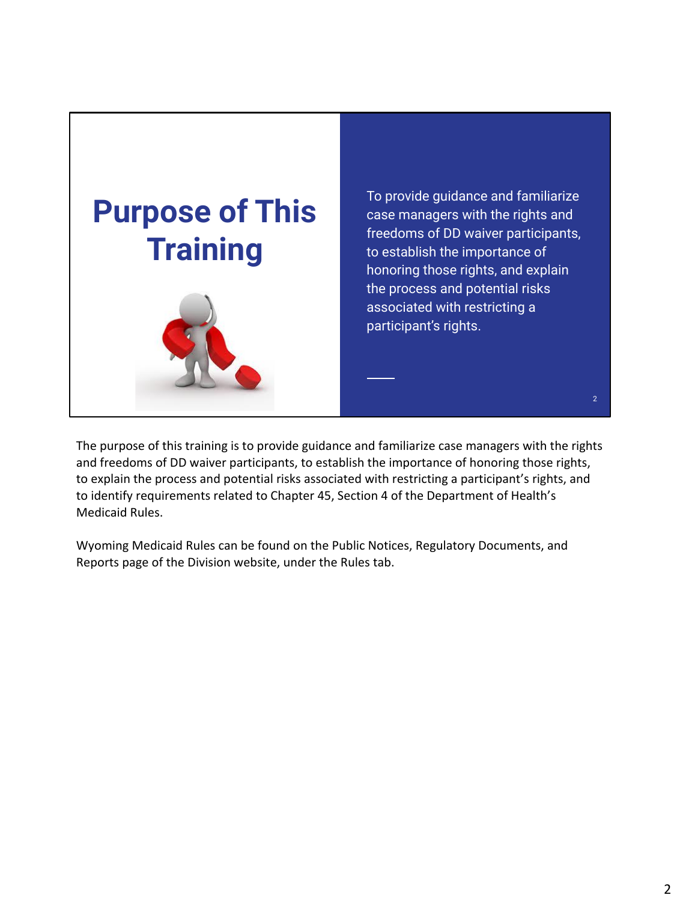# Purpose of This Training

To provide guidance and familiarize case managers with the rights and freedoms of DD waiver participants, to establish the importance of honoring those rights, and explain the process and potential risks associated with restricting a participant's rights.

The purpose of this training is to provide guidance and familiarize case managers with the rights and freedoms of DD waiver participants, to establish the importance of honoring those rights, to explain the process and potential risks associated with restricting a participant's rights, and to identify requirements related to Chapter 45, Section 4 of the Department of Health's Medicaid Rules.

Wyoming Medicaid Rules can be found on the Public Notices, Regulatory Documents, and Reports page of the Division website, under the Rules tab.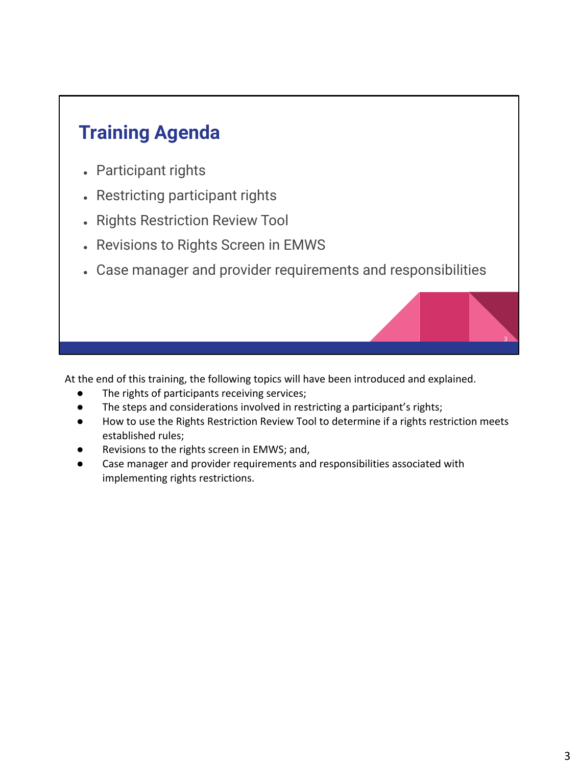## Training Agenda

- Participant rights
- Restricting participant rights
- Rights Restriction Review Tool
- Revisions to Rights Screen in EMWS
- Case manager and provider requirements and responsibilities

At the end of this training, the following topics will have been introduced and explained.

- The rights of participants receiving services;
- The steps and considerations involved in restricting a participant's rights;
- How to use the Rights Restriction Review Tool to determine if a rights restriction meets established rules;
- Revisions to the rights screen in EMWS; and,
- Case manager and provider requirements and responsibilities associated with implementing rights restrictions.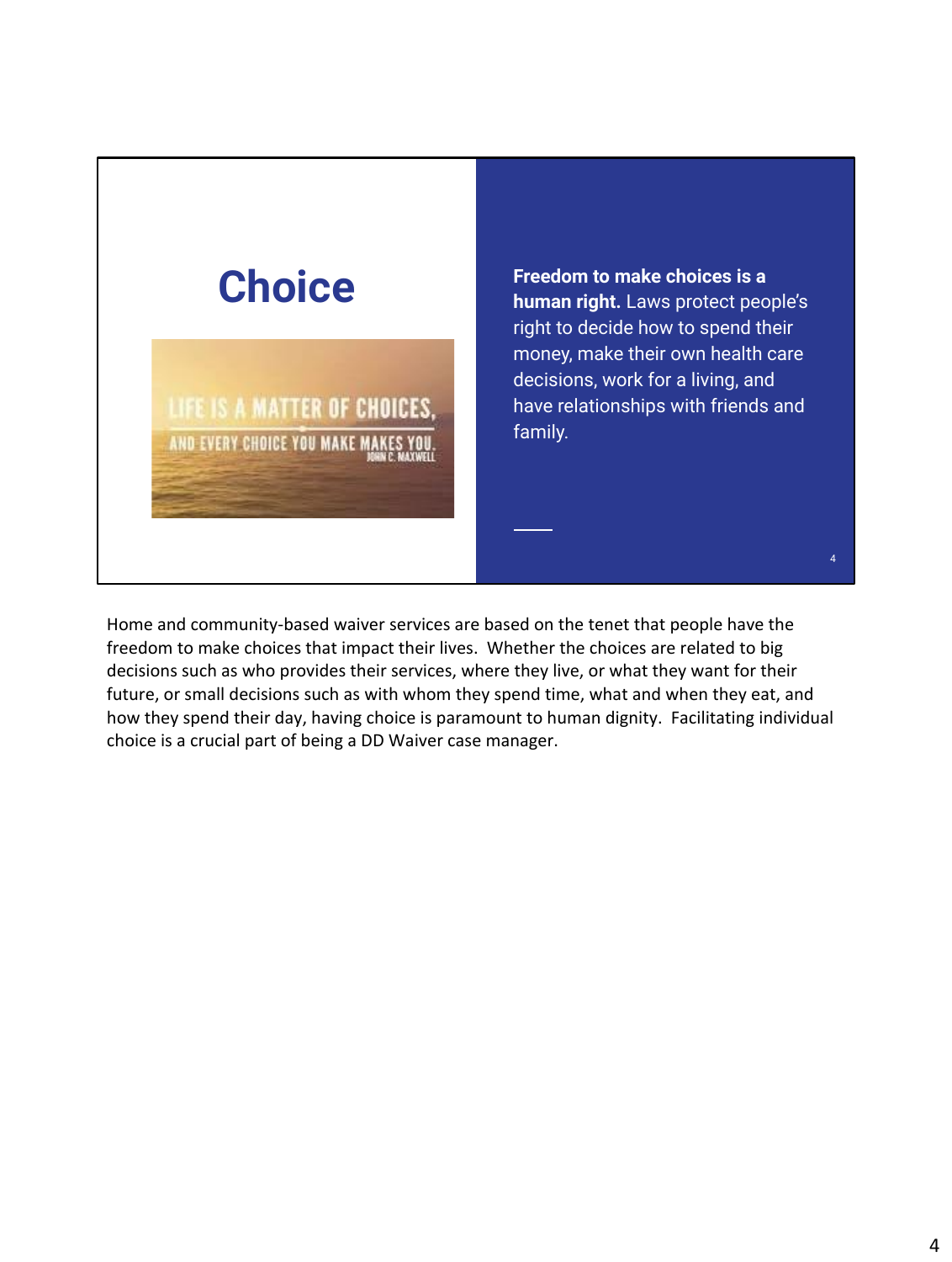# Choice

LIFE IS A MATTER OF CHOICES, AND EVERY CHOICE YOU MAKE MAKES YOU. JOHN C. MAXWELL

**Freedom to make choices is a human right.** Laws protect people's right to decide how to spend their money, make their own health care decisions, work for a living, and have relationships with friends and family.

Home and community-based waiver services are based on the tenet that people have the freedom to make choices that impact their lives. Whether the choices are related to big decisions such as who provides their services, where they live, or what they want for their future, or small decisions such as with whom they spend time, what and when they eat, and how they spend their day, having choice is paramount to human dignity. Facilitating individual choice is a crucial part of being a DD Waiver case manager.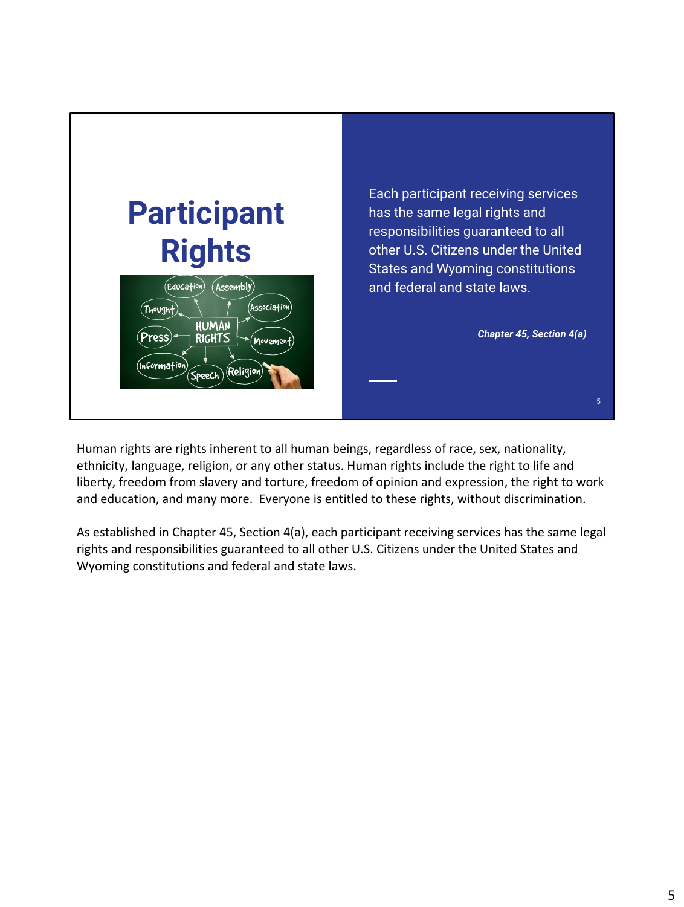# Participant Rights

Each participant receiving services has the same legal rights and responsibilities guaranteed to all other U.S. Citizens under the United States and Wyoming constitutions and federal and state laws.

***Chapter 45, Section 4(a)***

Human rights are rights inherent to all human beings, regardless of race, sex, nationality, ethnicity, language, religion, or any other status. Human rights include the right to life and liberty, freedom from slavery and torture, freedom of opinion and expression, the right to work and education, and many more. Everyone is entitled to these rights, without discrimination.

As established in Chapter 45, Section 4(a), each participant receiving services has the same legal rights and responsibilities guaranteed to all other U.S. Citizens under the United States and Wyoming constitutions and federal and state laws.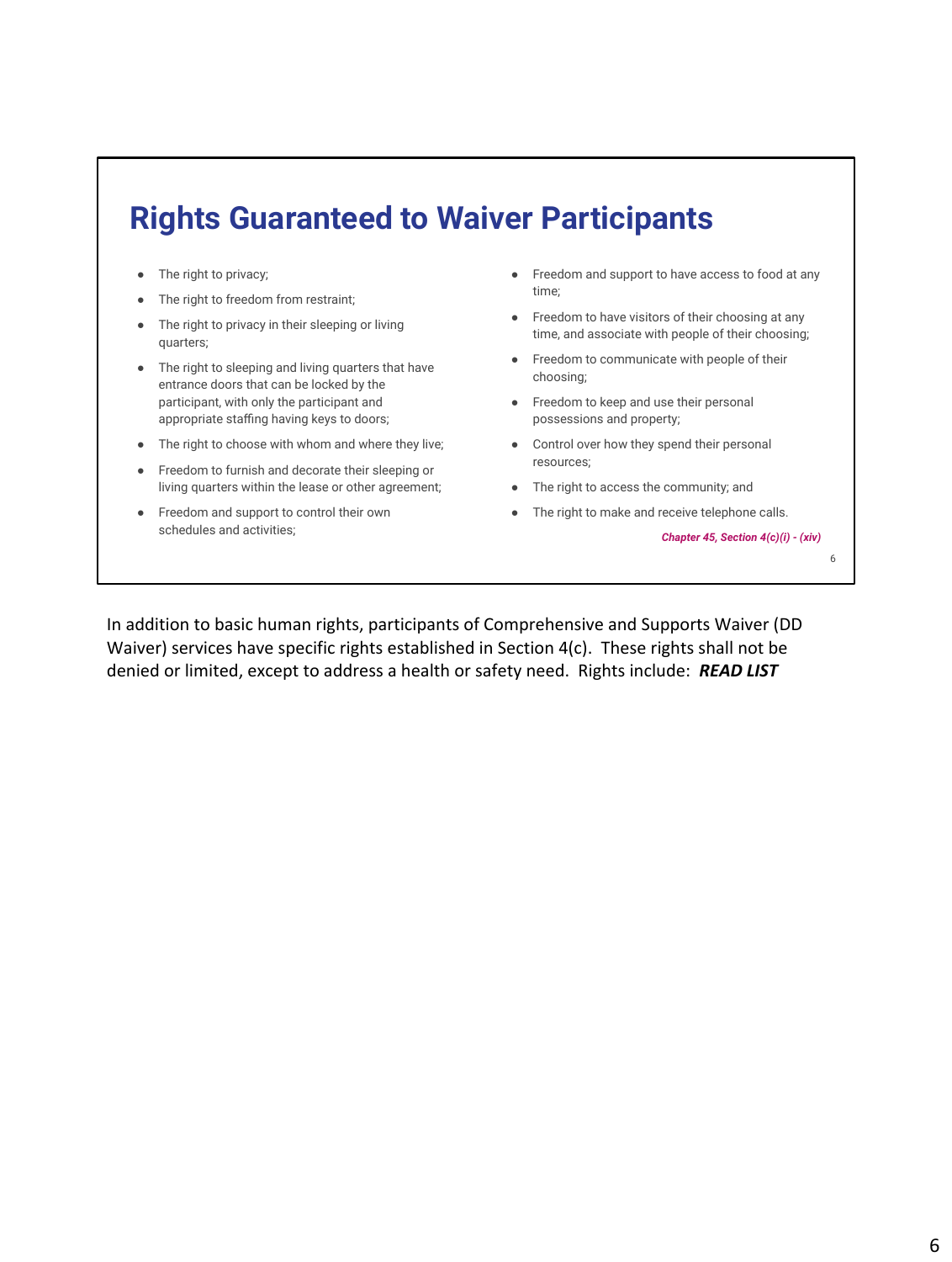## Rights Guaranteed to Waiver Participants

- The right to privacy;
- The right to freedom from restraint;
- The right to privacy in their sleeping or living quarters;
- The right to sleeping and living quarters that have entrance doors that can be locked by the participant, with only the participant and appropriate staffing having keys to doors;
- The right to choose with whom and where they live;
- Freedom to furnish and decorate their sleeping or living quarters within the lease or other agreement;
- Freedom and support to control their own schedules and activities;
- Freedom and support to have access to food at any time;
- Freedom to have visitors of their choosing at any time, and associate with people of their choosing;
- Freedom to communicate with people of their choosing;
- Freedom to keep and use their personal possessions and property;
- Control over how they spend their personal resources;
- The right to access the community; and
- The right to make and receive telephone calls.

*Chapter 45, Section 4(c)(i) - (xiv)*

In addition to basic human rights, participants of Comprehensive and Supports Waiver (DD Waiver) services have specific rights established in Section 4(c). These rights shall not be denied or limited, except to address a health or safety need. Rights include: ***READ LIST***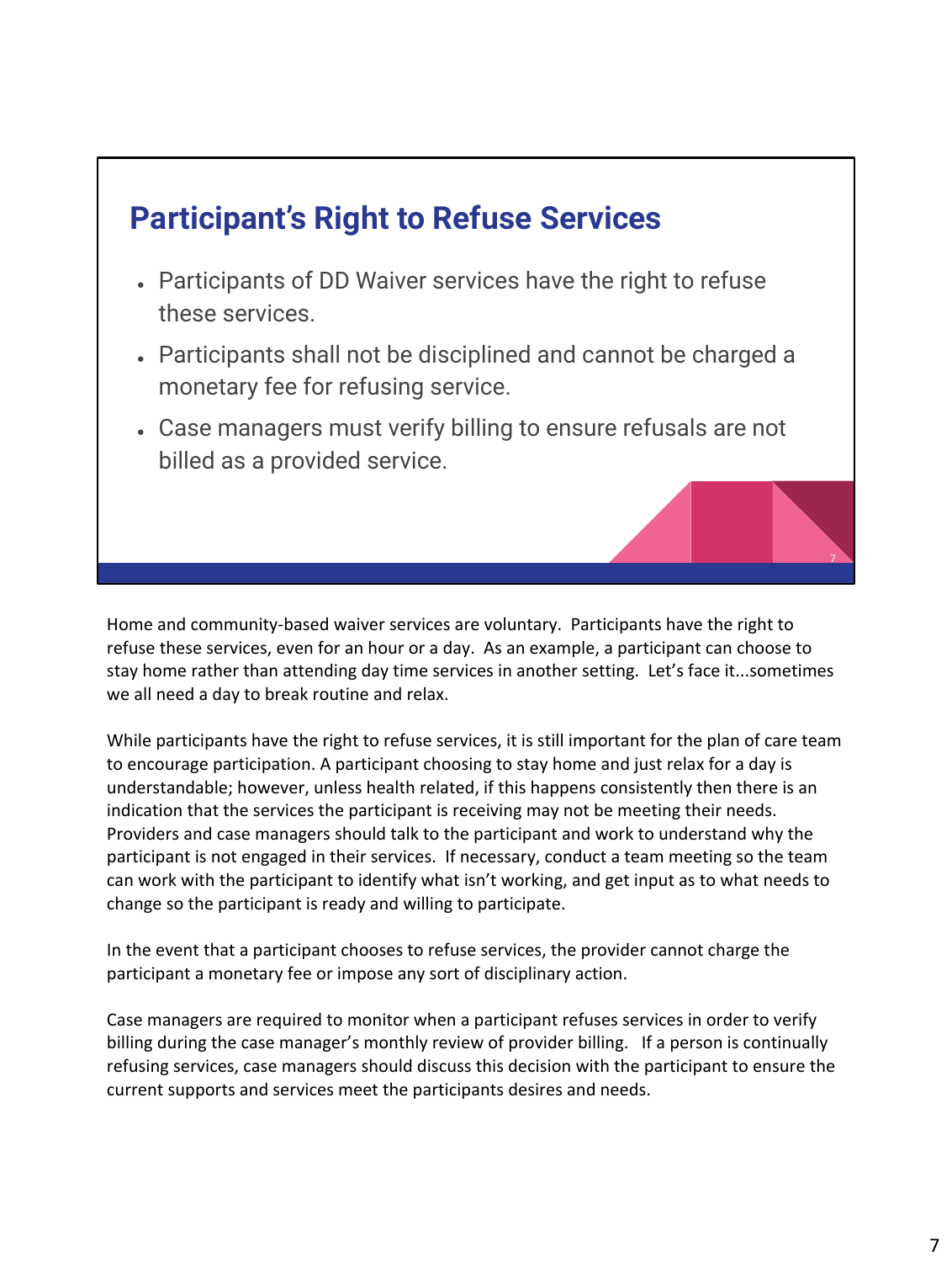## Participant's Right to Refuse Services

- Participants of DD Waiver services have the right to refuse these services.
- Participants shall not be disciplined and cannot be charged a monetary fee for refusing service.
- Case managers must verify billing to ensure refusals are not billed as a provided service.

Home and community-based waiver services are voluntary. Participants have the right to refuse these services, even for an hour or a day. As an example, a participant can choose to stay home rather than attending day time services in another setting. Let's face it...sometimes we all need a day to break routine and relax.

While participants have the right to refuse services, it is still important for the plan of care team to encourage participation. A participant choosing to stay home and just relax for a day is understandable; however, unless health related, if this happens consistently then there is an indication that the services the participant is receiving may not be meeting their needs. Providers and case managers should talk to the participant and work to understand why the participant is not engaged in their services. If necessary, conduct a team meeting so the team can work with the participant to identify what isn't working, and get input as to what needs to change so the participant is ready and willing to participate.

In the event that a participant chooses to refuse services, the provider cannot charge the participant a monetary fee or impose any sort of disciplinary action.

Case managers are required to monitor when a participant refuses services in order to verify billing during the case manager's monthly review of provider billing. If a person is continually refusing services, case managers should discuss this decision with the participant to ensure the current supports and services meet the participants desires and needs.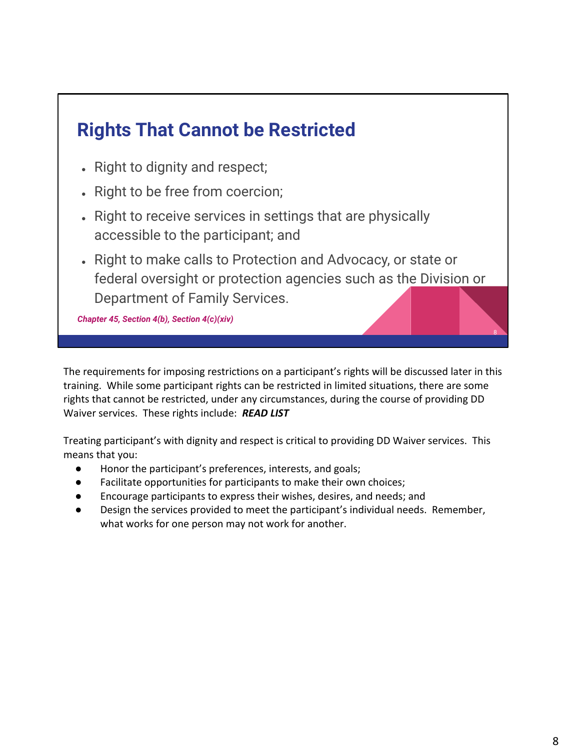## Rights That Cannot be Restricted

- Right to dignity and respect;
- Right to be free from coercion;
- Right to receive services in settings that are physically accessible to the participant; and
- Right to make calls to Protection and Advocacy, or state or federal oversight or protection agencies such as the Division or Department of Family Services.

*Chapter 45, Section 4(b), Section 4(c)(xiv)*

The requirements for imposing restrictions on a participant's rights will be discussed later in this training. While some participant rights can be restricted in limited situations, there are some rights that cannot be restricted, under any circumstances, during the course of providing DD Waiver services. These rights include: ***READ LIST***

Treating participant's with dignity and respect is critical to providing DD Waiver services. This means that you:

- Honor the participant's preferences, interests, and goals;
- Facilitate opportunities for participants to make their own choices;
- Encourage participants to express their wishes, desires, and needs; and
- Design the services provided to meet the participant's individual needs. Remember, what works for one person may not work for another.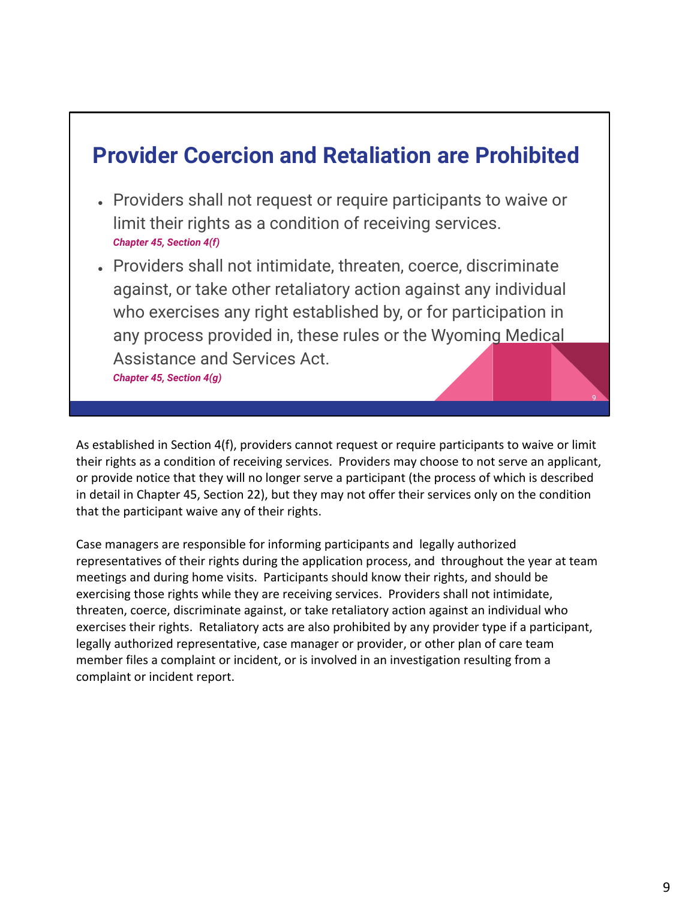## Provider Coercion and Retaliation are Prohibited

- Providers shall not request or require participants to waive or limit their rights as a condition of receiving services.
  ***Chapter 45, Section 4(f)***
- Providers shall not intimidate, threaten, coerce, discriminate against, or take other retaliatory action against any individual who exercises any right established by, or for participation in any process provided in, these rules or the Wyoming Medical Assistance and Services Act.
  ***Chapter 45, Section 4(g)***

As established in Section 4(f), providers cannot request or require participants to waive or limit their rights as a condition of receiving services. Providers may choose to not serve an applicant, or provide notice that they will no longer serve a participant (the process of which is described in detail in Chapter 45, Section 22), but they may not offer their services only on the condition that the participant waive any of their rights.

Case managers are responsible for informing participants and legally authorized representatives of their rights during the application process, and throughout the year at team meetings and during home visits. Participants should know their rights, and should be exercising those rights while they are receiving services. Providers shall not intimidate, threaten, coerce, discriminate against, or take retaliatory action against an individual who exercises their rights. Retaliatory acts are also prohibited by any provider type if a participant, legally authorized representative, case manager or provider, or other plan of care team member files a complaint or incident, or is involved in an investigation resulting from a complaint or incident report.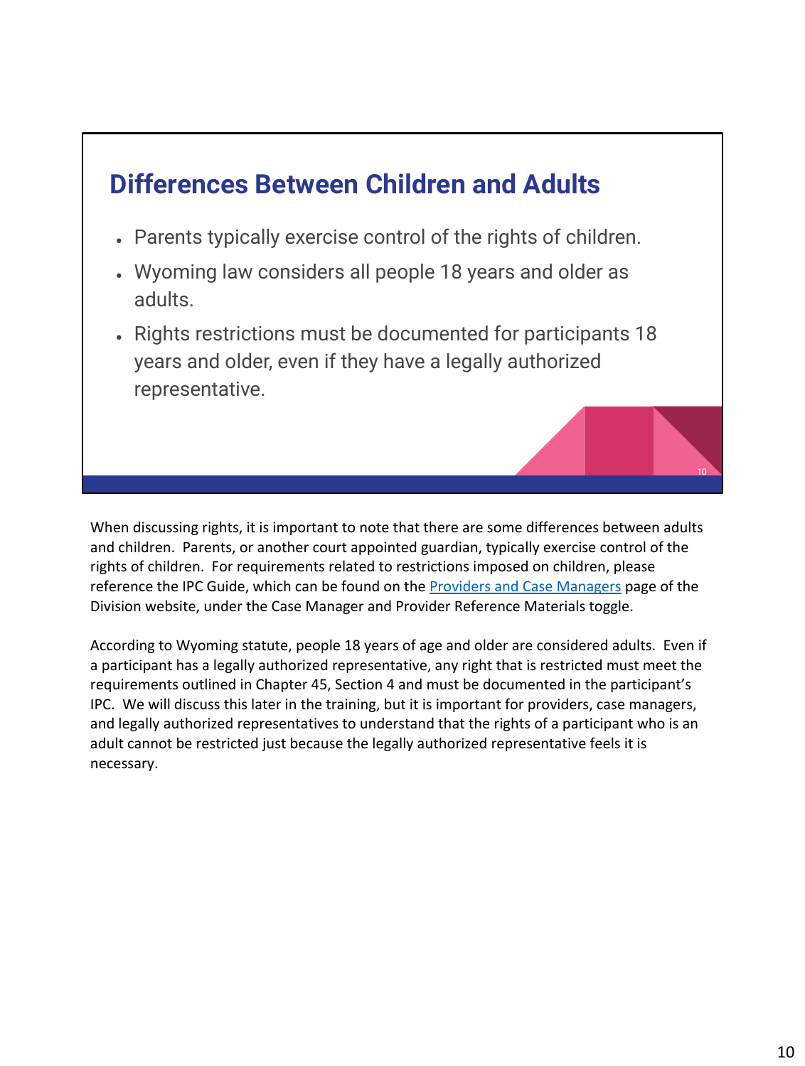## Differences Between Children and Adults

- Parents typically exercise control of the rights of children.
- Wyoming law considers all people 18 years and older as adults.
- Rights restrictions must be documented for participants 18 years and older, even if they have a legally authorized representative.

When discussing rights, it is important to note that there are some differences between adults and children. Parents, or another court appointed guardian, typically exercise control of the rights of children. For requirements related to restrictions imposed on children, please reference the IPC Guide, which can be found on the [Providers and Case Managers]() page of the Division website, under the Case Manager and Provider Reference Materials toggle.

According to Wyoming statute, people 18 years of age and older are considered adults. Even if a participant has a legally authorized representative, any right that is restricted must meet the requirements outlined in Chapter 45, Section 4 and must be documented in the participant's IPC. We will discuss this later in the training, but it is important for providers, case managers, and legally authorized representatives to understand that the rights of a participant who is an adult cannot be restricted just because the legally authorized representative feels it is necessary.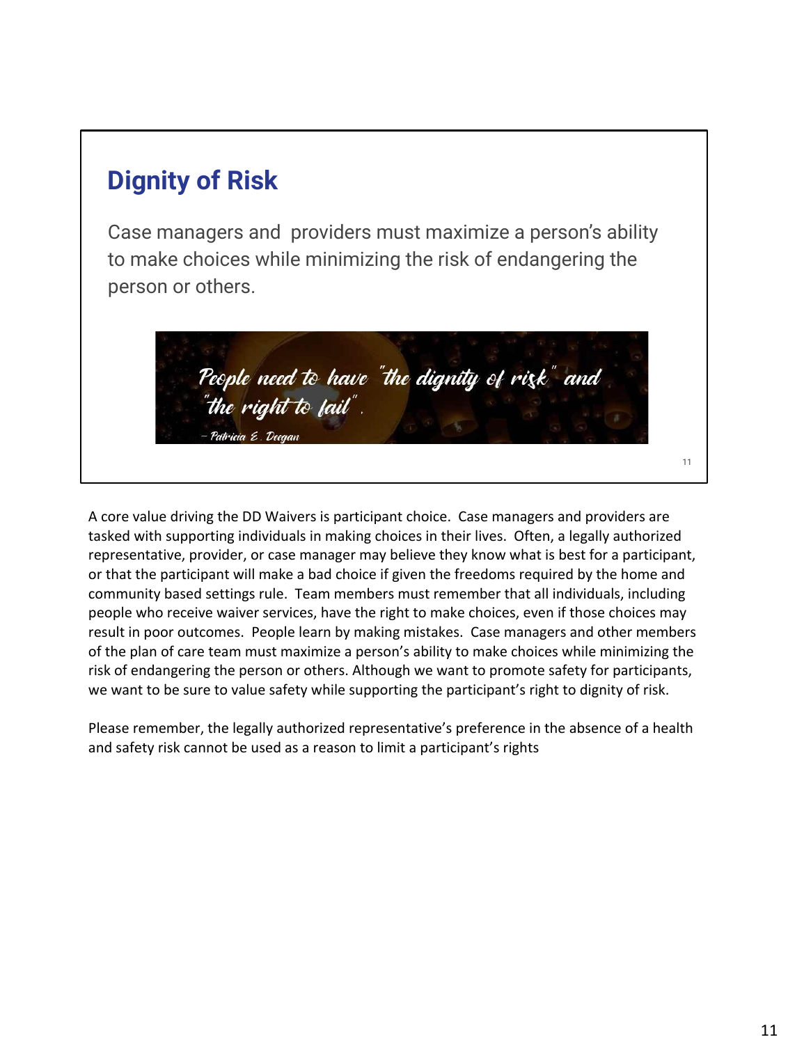## Dignity of Risk

Case managers and providers must maximize a person's ability to make choices while minimizing the risk of endangering the person or others.

*People need to have "the dignity of risk" and "the right to fail".*

*– Patricia E. Deegan*

A core value driving the DD Waivers is participant choice. Case managers and providers are tasked with supporting individuals in making choices in their lives. Often, a legally authorized representative, provider, or case manager may believe they know what is best for a participant, or that the participant will make a bad choice if given the freedoms required by the home and community based settings rule. Team members must remember that all individuals, including people who receive waiver services, have the right to make choices, even if those choices may result in poor outcomes. People learn by making mistakes. Case managers and other members of the plan of care team must maximize a person's ability to make choices while minimizing the risk of endangering the person or others. Although we want to promote safety for participants, we want to be sure to value safety while supporting the participant's right to dignity of risk.

Please remember, the legally authorized representative's preference in the absence of a health and safety risk cannot be used as a reason to limit a participant's rights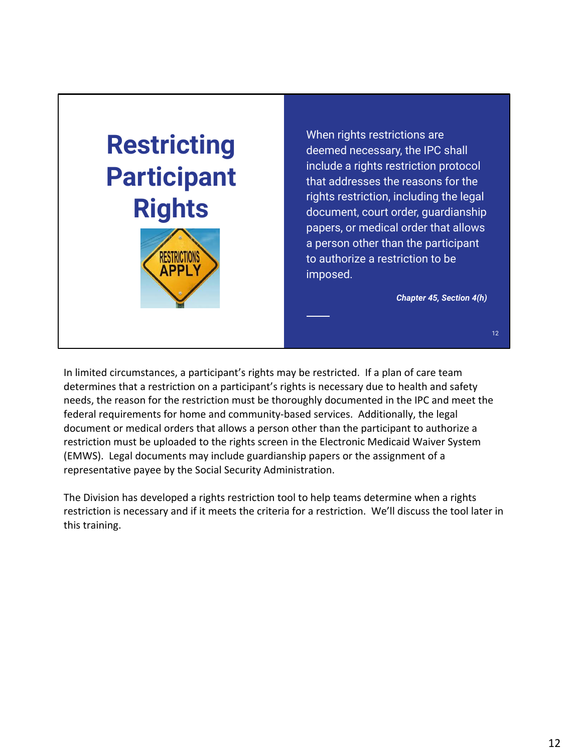# Restricting Participant Rights

When rights restrictions are deemed necessary, the IPC shall include a rights restriction protocol that addresses the reasons for the rights restriction, including the legal document, court order, guardianship papers, or medical order that allows a person other than the participant to authorize a restriction to be imposed.

***Chapter 45, Section 4(h)***

In limited circumstances, a participant's rights may be restricted. If a plan of care team determines that a restriction on a participant's rights is necessary due to health and safety needs, the reason for the restriction must be thoroughly documented in the IPC and meet the federal requirements for home and community-based services. Additionally, the legal document or medical orders that allows a person other than the participant to authorize a restriction must be uploaded to the rights screen in the Electronic Medicaid Waiver System (EMWS). Legal documents may include guardianship papers or the assignment of a representative payee by the Social Security Administration.

The Division has developed a rights restriction tool to help teams determine when a rights restriction is necessary and if it meets the criteria for a restriction. We'll discuss the tool later in this training.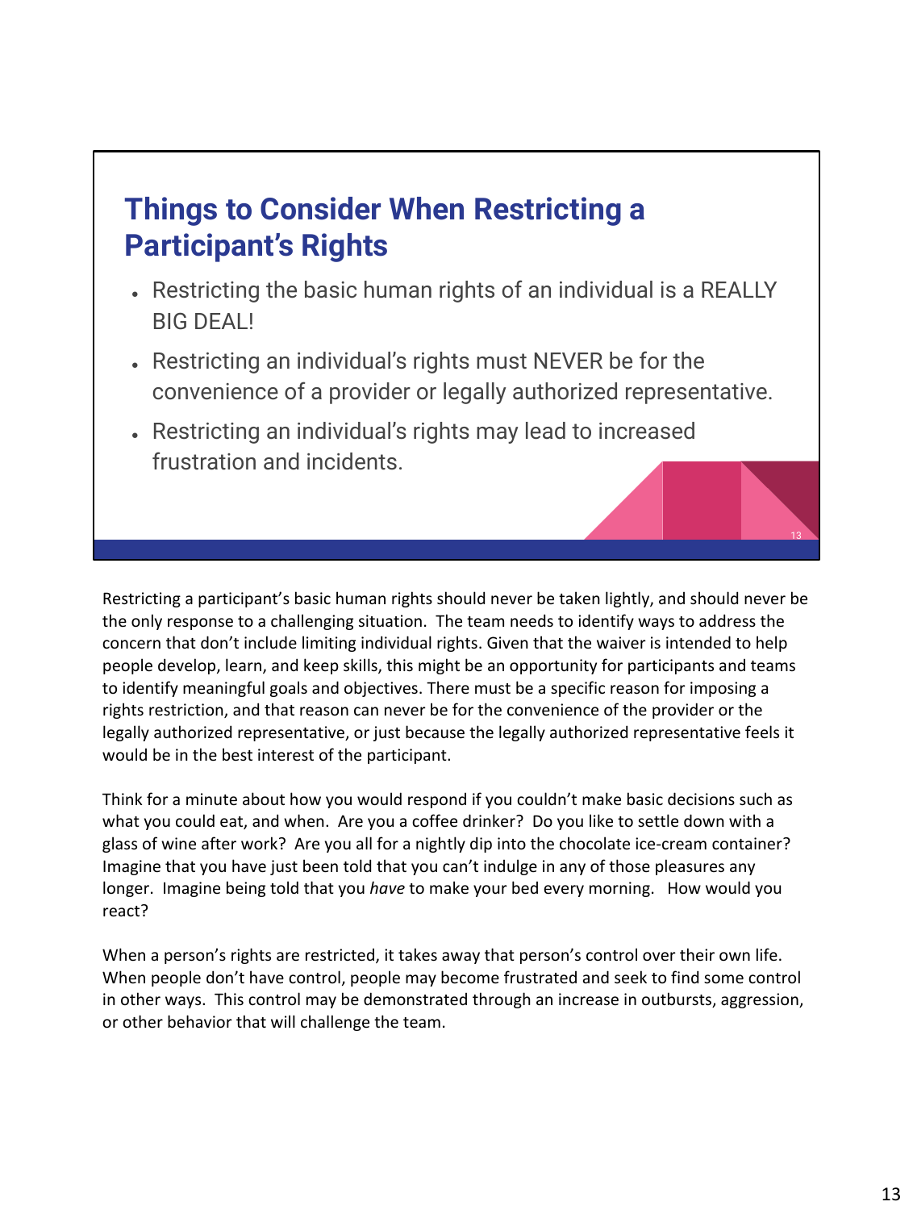## Things to Consider When Restricting a Participant's Rights

- Restricting the basic human rights of an individual is a REALLY BIG DEAL!
- Restricting an individual's rights must NEVER be for the convenience of a provider or legally authorized representative.
- Restricting an individual's rights may lead to increased frustration and incidents.

Restricting a participant's basic human rights should never be taken lightly, and should never be the only response to a challenging situation. The team needs to identify ways to address the concern that don't include limiting individual rights. Given that the waiver is intended to help people develop, learn, and keep skills, this might be an opportunity for participants and teams to identify meaningful goals and objectives. There must be a specific reason for imposing a rights restriction, and that reason can never be for the convenience of the provider or the legally authorized representative, or just because the legally authorized representative feels it would be in the best interest of the participant.

Think for a minute about how you would respond if you couldn't make basic decisions such as what you could eat, and when. Are you a coffee drinker? Do you like to settle down with a glass of wine after work? Are you all for a nightly dip into the chocolate ice-cream container? Imagine that you have just been told that you can't indulge in any of those pleasures any longer. Imagine being told that you *have* to make your bed every morning. How would you react?

When a person's rights are restricted, it takes away that person's control over their own life. When people don't have control, people may become frustrated and seek to find some control in other ways. This control may be demonstrated through an increase in outbursts, aggression, or other behavior that will challenge the team.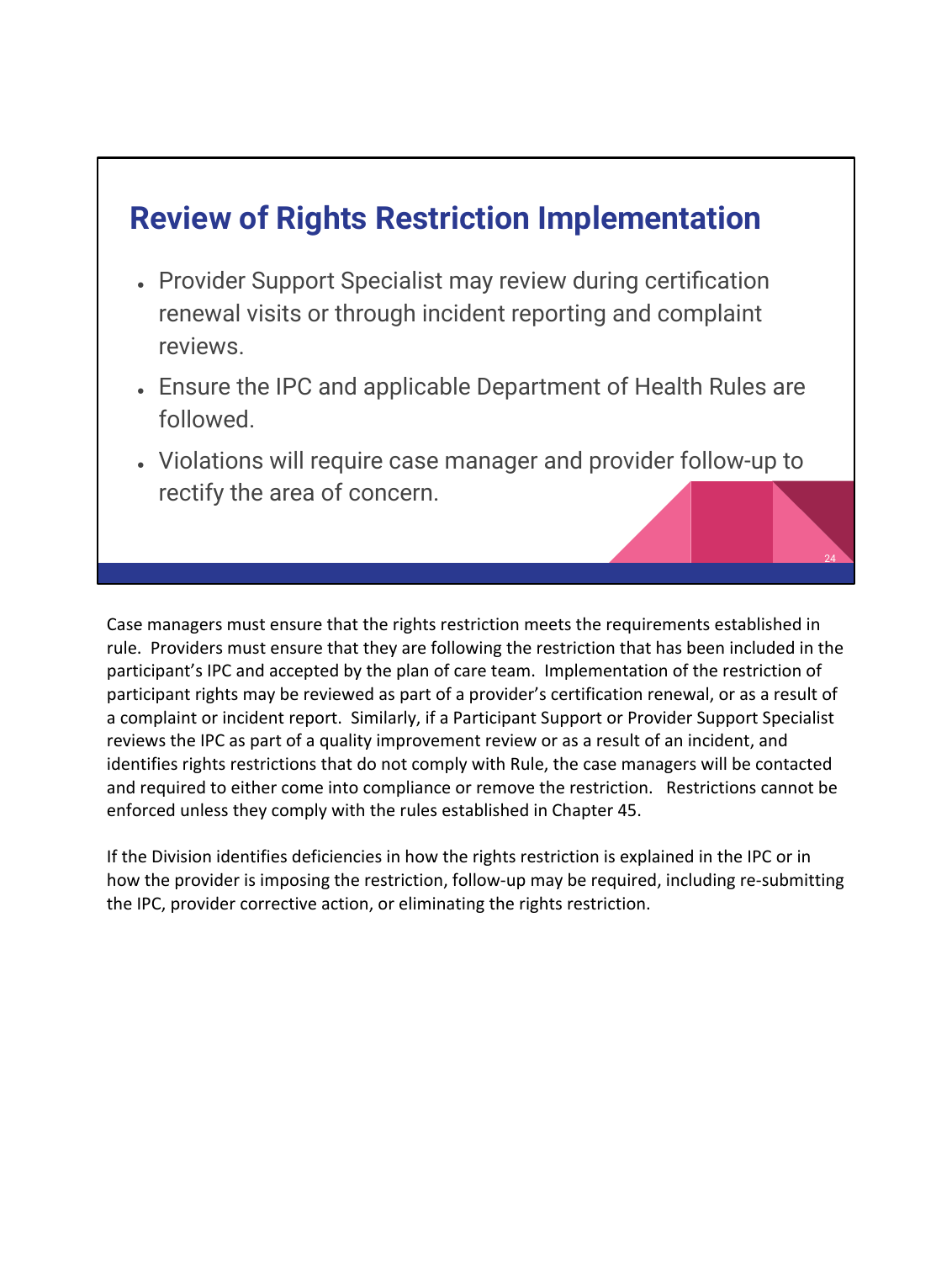## Review of Rights Restriction Implementation

- Provider Support Specialist may review during certification renewal visits or through incident reporting and complaint reviews.
- Ensure the IPC and applicable Department of Health Rules are followed.
- Violations will require case manager and provider follow-up to rectify the area of concern.

Case managers must ensure that the rights restriction meets the requirements established in rule. Providers must ensure that they are following the restriction that has been included in the participant's IPC and accepted by the plan of care team. Implementation of the restriction of participant rights may be reviewed as part of a provider's certification renewal, or as a result of a complaint or incident report. Similarly, if a Participant Support or Provider Support Specialist reviews the IPC as part of a quality improvement review or as a result of an incident, and identifies rights restrictions that do not comply with Rule, the case managers will be contacted and required to either come into compliance or remove the restriction. Restrictions cannot be enforced unless they comply with the rules established in Chapter 45.

If the Division identifies deficiencies in how the rights restriction is explained in the IPC or in how the provider is imposing the restriction, follow-up may be required, including re-submitting the IPC, provider corrective action, or eliminating the rights restriction.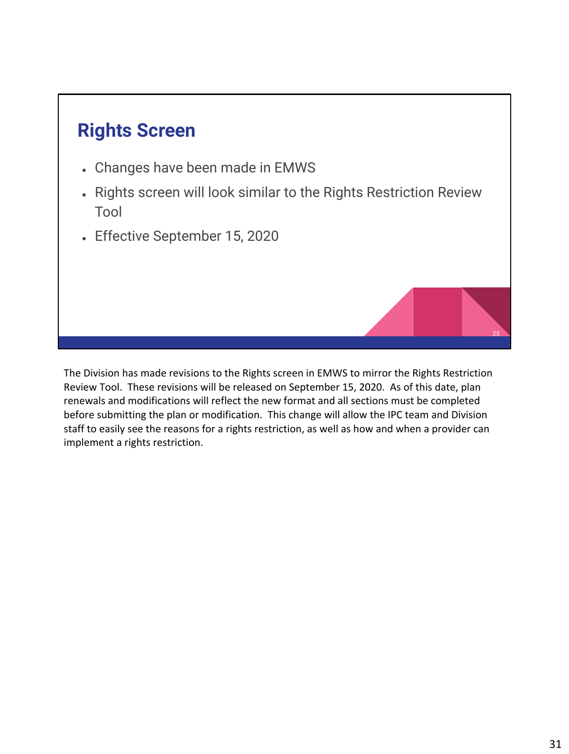## Rights Screen

- Changes have been made in EMWS
- Rights screen will look similar to the Rights Restriction Review Tool
- Effective September 15, 2020

The Division has made revisions to the Rights screen in EMWS to mirror the Rights Restriction Review Tool. These revisions will be released on September 15, 2020. As of this date, plan renewals and modifications will reflect the new format and all sections must be completed before submitting the plan or modification. This change will allow the IPC team and Division staff to easily see the reasons for a rights restriction, as well as how and when a provider can implement a rights restriction.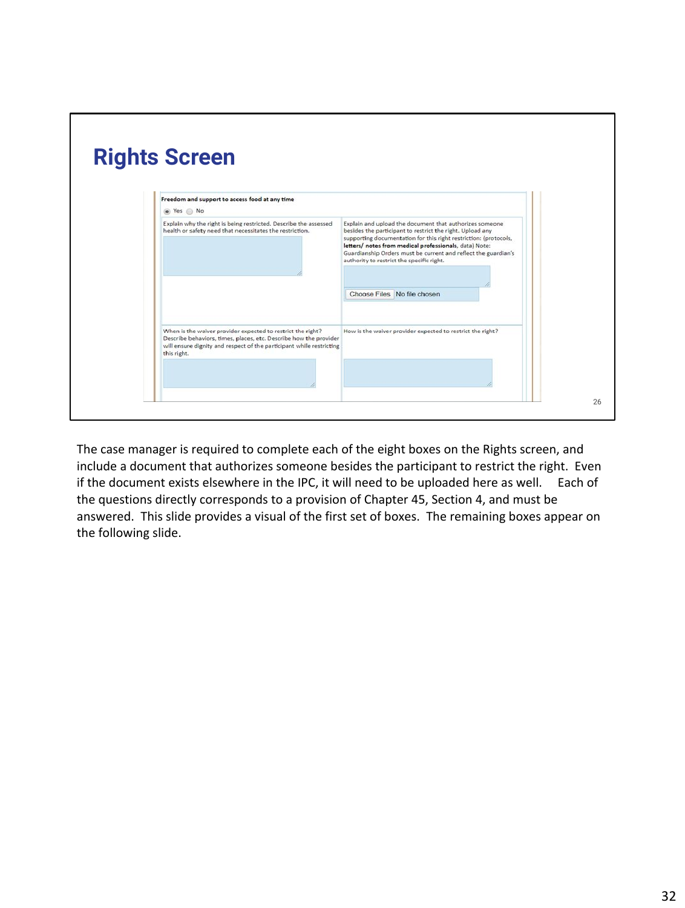## Rights Screen

**Freedom and support to access food at any time**

(•) Yes ( ) No

| Explain why the right is being restricted. Describe the assessed health or safety need that necessitates the restriction. | Explain and upload the document that authorizes someone besides the participant to restrict the right. Upload any supporting documentation for this right restriction: (protocols, **letters/ notes from medical professionals**, data) Note: Guardianship Orders must be current and reflect the guardian's authority to restrict the specific right. Choose Files No file chosen |
| --- | --- |
| When is the waiver provider expected to restrict the right? Describe behaviors, times, places, etc. Describe how the provider will ensure dignity and respect of the participant while restricting this right. | How is the waiver provider expected to restrict the right? |

26

The case manager is required to complete each of the eight boxes on the Rights screen, and include a document that authorizes someone besides the participant to restrict the right. Even if the document exists elsewhere in the IPC, it will need to be uploaded here as well. Each of the questions directly corresponds to a provision of Chapter 45, Section 4, and must be answered. This slide provides a visual of the first set of boxes. The remaining boxes appear on the following slide.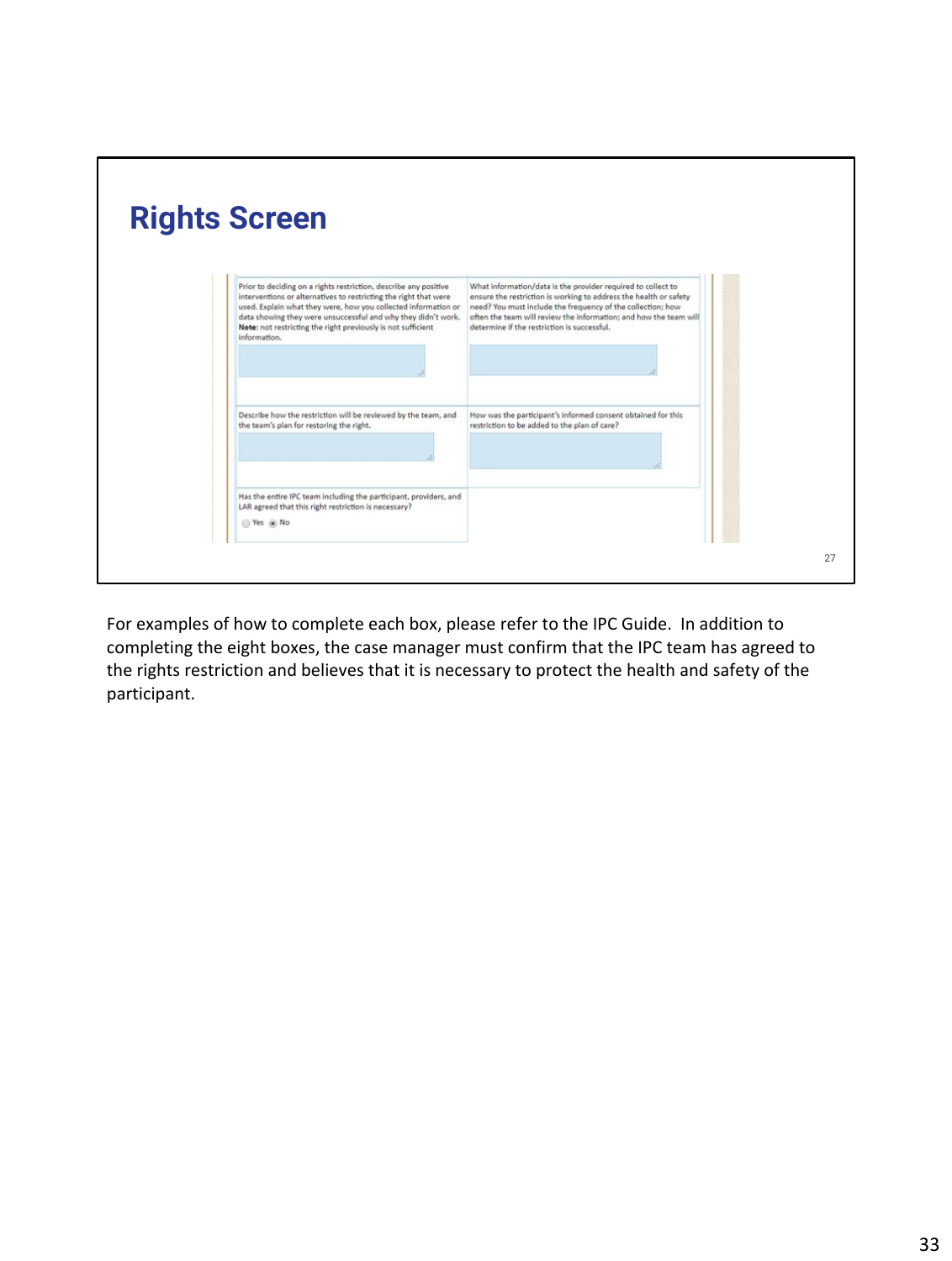## Rights Screen

Prior to deciding on a rights restriction, describe any positive interventions or alternatives to restricting the right that were used. Explain what they were, how you collected information or data showing they were unsuccessful and why they didn't work. **Note:** not restricting the right previously is not sufficient information.

What information/data is the provider required to collect to ensure the restriction is working to address the health or safety need? You must include the frequency of the collection; how often the team will review the information; and how the team will determine if the restriction is successful.

Describe how the restriction will be reviewed by the team, and the team's plan for restoring the right.

How was the participant's informed consent obtained for this restriction to be added to the plan of care?

Has the entire IPC team including the participant, providers, and LAR agreed that this right restriction is necessary?

○ Yes ◉ No

27

For examples of how to complete each box, please refer to the IPC Guide. In addition to completing the eight boxes, the case manager must confirm that the IPC team has agreed to the rights restriction and believes that it is necessary to protect the health and safety of the participant.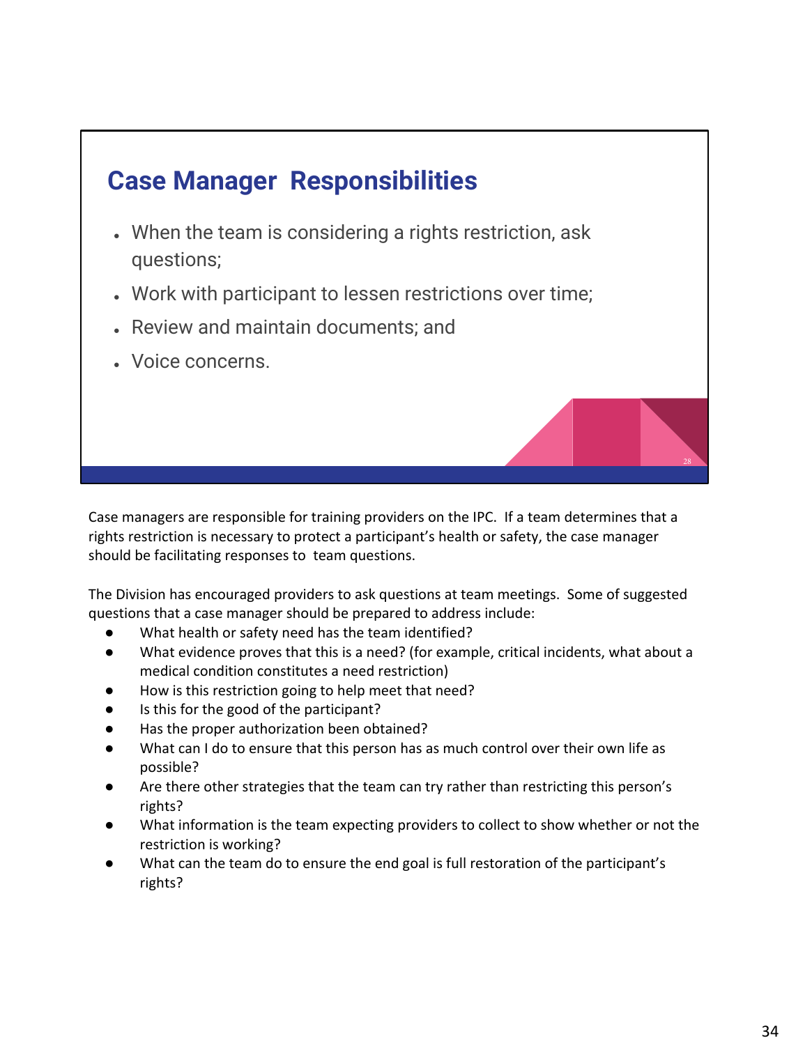## Case Manager Responsibilities

- When the team is considering a rights restriction, ask questions;
- Work with participant to lessen restrictions over time;
- Review and maintain documents; and
- Voice concerns.

Case managers are responsible for training providers on the IPC. If a team determines that a rights restriction is necessary to protect a participant's health or safety, the case manager should be facilitating responses to team questions.

The Division has encouraged providers to ask questions at team meetings. Some of suggested questions that a case manager should be prepared to address include:

- What health or safety need has the team identified?
- What evidence proves that this is a need? (for example, critical incidents, what about a medical condition constitutes a need restriction)
- How is this restriction going to help meet that need?
- Is this for the good of the participant?
- Has the proper authorization been obtained?
- What can I do to ensure that this person has as much control over their own life as possible?
- Are there other strategies that the team can try rather than restricting this person's rights?
- What information is the team expecting providers to collect to show whether or not the restriction is working?
- What can the team do to ensure the end goal is full restoration of the participant's rights?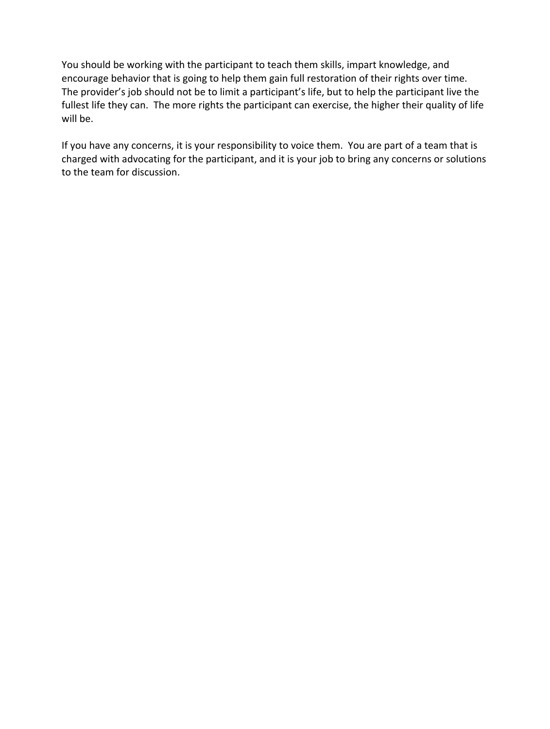You should be working with the participant to teach them skills, impart knowledge, and encourage behavior that is going to help them gain full restoration of their rights over time. The provider's job should not be to limit a participant's life, but to help the participant live the fullest life they can. The more rights the participant can exercise, the higher their quality of life will be.

If you have any concerns, it is your responsibility to voice them. You are part of a team that is charged with advocating for the participant, and it is your job to bring any concerns or solutions to the team for discussion.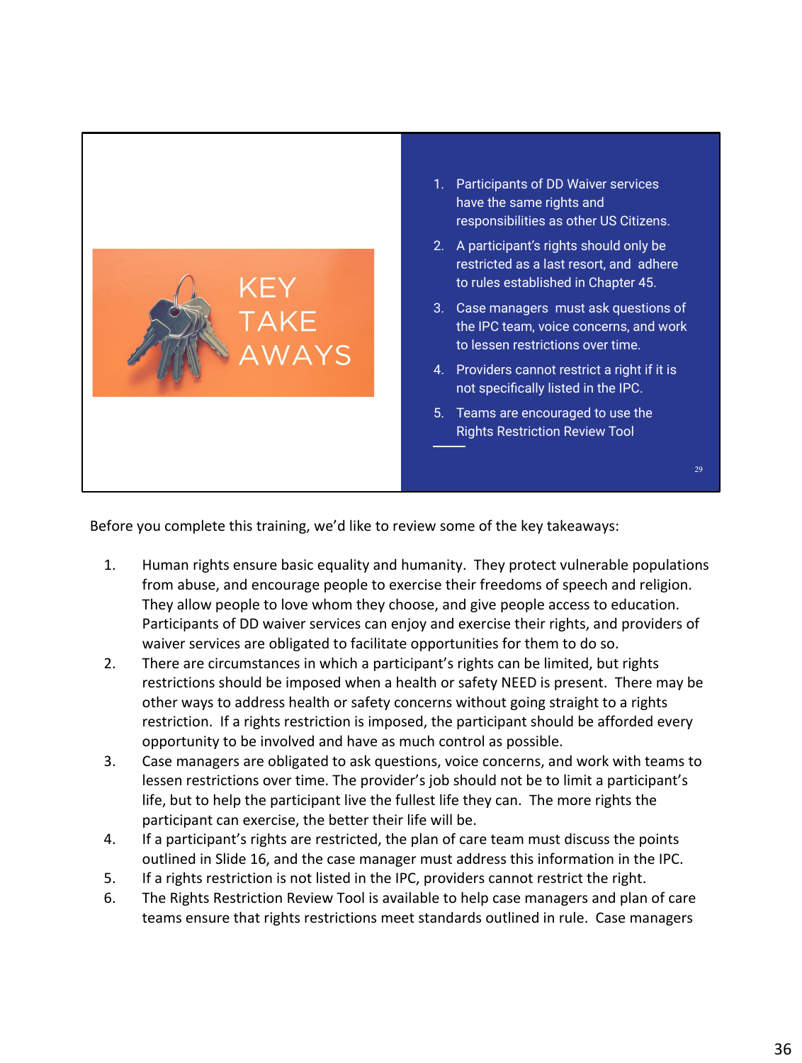KEY TAKE AWAYS

1. Participants of DD Waiver services have the same rights and responsibilities as other US Citizens.
2. A participant's rights should only be restricted as a last resort, and adhere to rules established in Chapter 45.
3. Case managers must ask questions of the IPC team, voice concerns, and work to lessen restrictions over time.
4. Providers cannot restrict a right if it is not specifically listed in the IPC.
5. Teams are encouraged to use the Rights Restriction Review Tool

Before you complete this training, we'd like to review some of the key takeaways:

1. Human rights ensure basic equality and humanity. They protect vulnerable populations from abuse, and encourage people to exercise their freedoms of speech and religion. They allow people to love whom they choose, and give people access to education. Participants of DD waiver services can enjoy and exercise their rights, and providers of waiver services are obligated to facilitate opportunities for them to do so.
2. There are circumstances in which a participant's rights can be limited, but rights restrictions should be imposed when a health or safety NEED is present. There may be other ways to address health or safety concerns without going straight to a rights restriction. If a rights restriction is imposed, the participant should be afforded every opportunity to be involved and have as much control as possible.
3. Case managers are obligated to ask questions, voice concerns, and work with teams to lessen restrictions over time. The provider's job should not be to limit a participant's life, but to help the participant live the fullest life they can. The more rights the participant can exercise, the better their life will be.
4. If a participant's rights are restricted, the plan of care team must discuss the points outlined in Slide 16, and the case manager must address this information in the IPC.
5. If a rights restriction is not listed in the IPC, providers cannot restrict the right.
6. The Rights Restriction Review Tool is available to help case managers and plan of care teams ensure that rights restrictions meet standards outlined in rule. Case managers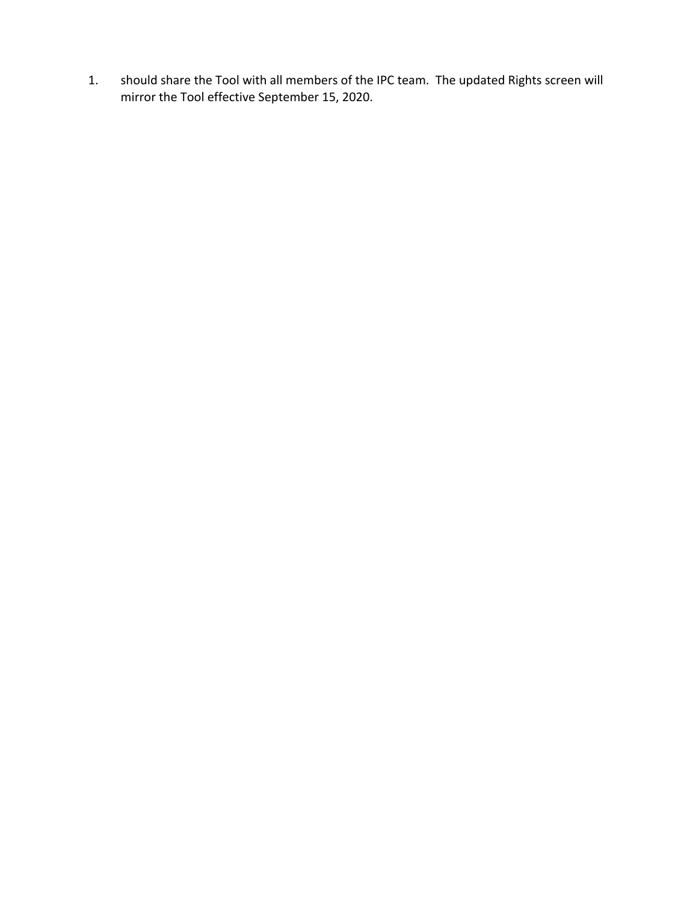1. should share the Tool with all members of the IPC team. The updated Rights screen will mirror the Tool effective September 15, 2020.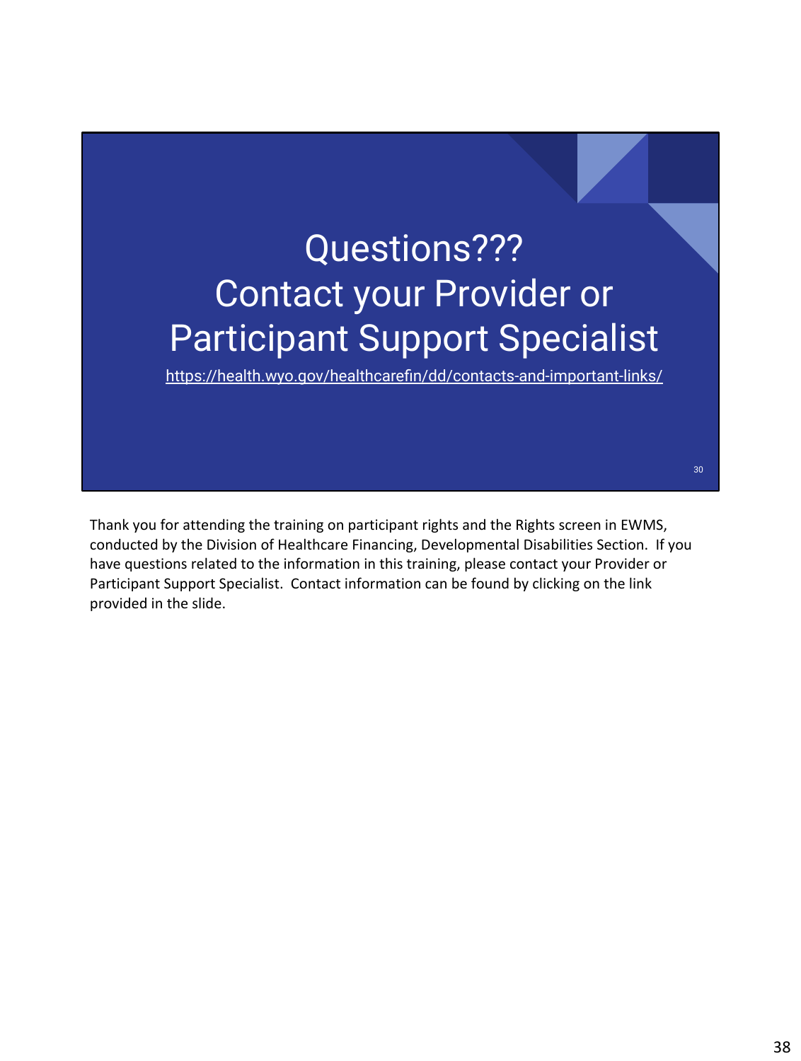# Questions???

## Contact your Provider or Participant Support Specialist

https://health.wyo.gov/healthcarefin/dd/contacts-and-important-links/

Thank you for attending the training on participant rights and the Rights screen in EWMS, conducted by the Division of Healthcare Financing, Developmental Disabilities Section. If you have questions related to the information in this training, please contact your Provider or Participant Support Specialist. Contact information can be found by clicking on the link provided in the slide.